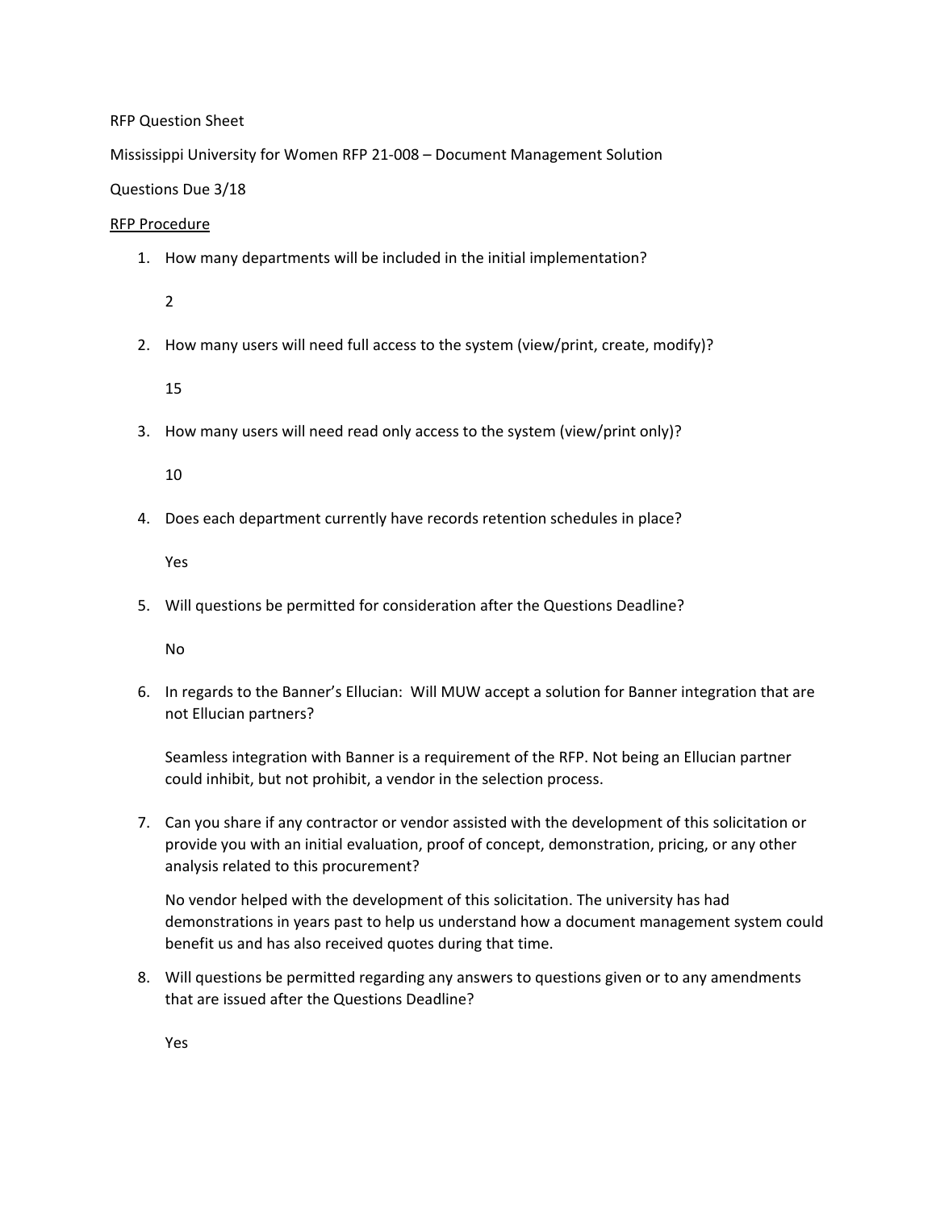RFP Question Sheet

Mississippi University for Women RFP 21-008 – Document Management Solution

Questions Due 3/18

<u>RFP Procedure</u>

1. How many departments will be included in the initial implementation?

   2

2. How many users will need full access to the system (view/print, create, modify)?

   15

3. How many users will need read only access to the system (view/print only)?

   10

4. Does each department currently have records retention schedules in place?

   Yes

5. Will questions be permitted for consideration after the Questions Deadline?

   No

6. In regards to the Banner's Ellucian: Will MUW accept a solution for Banner integration that are not Ellucian partners?

   Seamless integration with Banner is a requirement of the RFP. Not being an Ellucian partner could inhibit, but not prohibit, a vendor in the selection process.

7. Can you share if any contractor or vendor assisted with the development of this solicitation or provide you with an initial evaluation, proof of concept, demonstration, pricing, or any other analysis related to this procurement?

   No vendor helped with the development of this solicitation. The university has had demonstrations in years past to help us understand how a document management system could benefit us and has also received quotes during that time.

8. Will questions be permitted regarding any answers to questions given or to any amendments that are issued after the Questions Deadline?

   Yes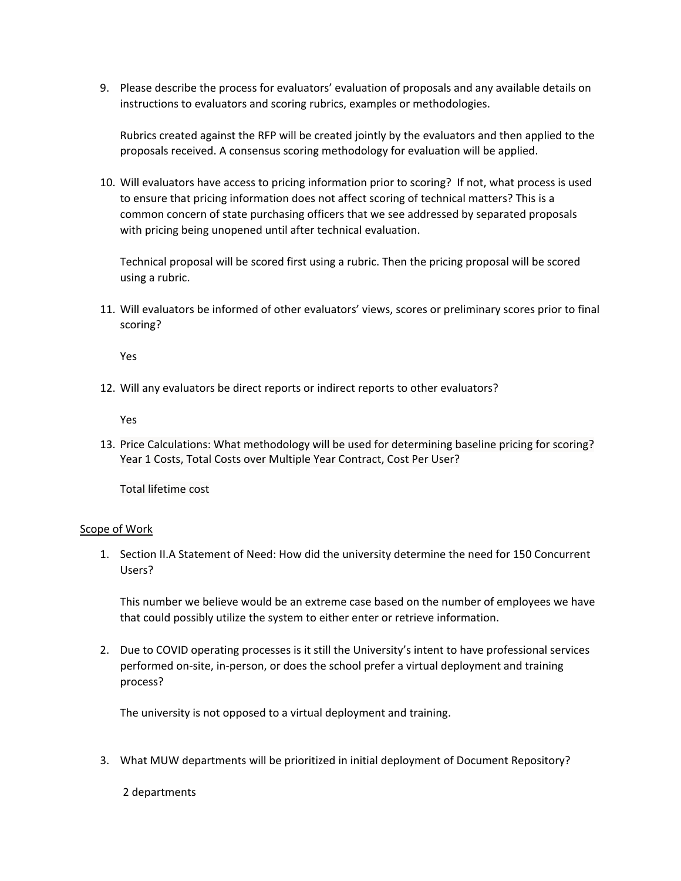9. Please describe the process for evaluators' evaluation of proposals and any available details on instructions to evaluators and scoring rubrics, examples or methodologies.

   Rubrics created against the RFP will be created jointly by the evaluators and then applied to the proposals received. A consensus scoring methodology for evaluation will be applied.

10. Will evaluators have access to pricing information prior to scoring? If not, what process is used to ensure that pricing information does not affect scoring of technical matters? This is a common concern of state purchasing officers that we see addressed by separated proposals with pricing being unopened until after technical evaluation.

    Technical proposal will be scored first using a rubric. Then the pricing proposal will be scored using a rubric.

11. Will evaluators be informed of other evaluators' views, scores or preliminary scores prior to final scoring?

    Yes

12. Will any evaluators be direct reports or indirect reports to other evaluators?

    Yes

13. Price Calculations: What methodology will be used for determining baseline pricing for scoring? Year 1 Costs, Total Costs over Multiple Year Contract, Cost Per User?

    Total lifetime cost

<u>Scope of Work</u>

1. Section II.A Statement of Need: How did the university determine the need for 150 Concurrent Users?

   This number we believe would be an extreme case based on the number of employees we have that could possibly utilize the system to either enter or retrieve information.

2. Due to COVID operating processes is it still the University's intent to have professional services performed on-site, in-person, or does the school prefer a virtual deployment and training process?

   The university is not opposed to a virtual deployment and training.

3. What MUW departments will be prioritized in initial deployment of Document Repository?

   2 departments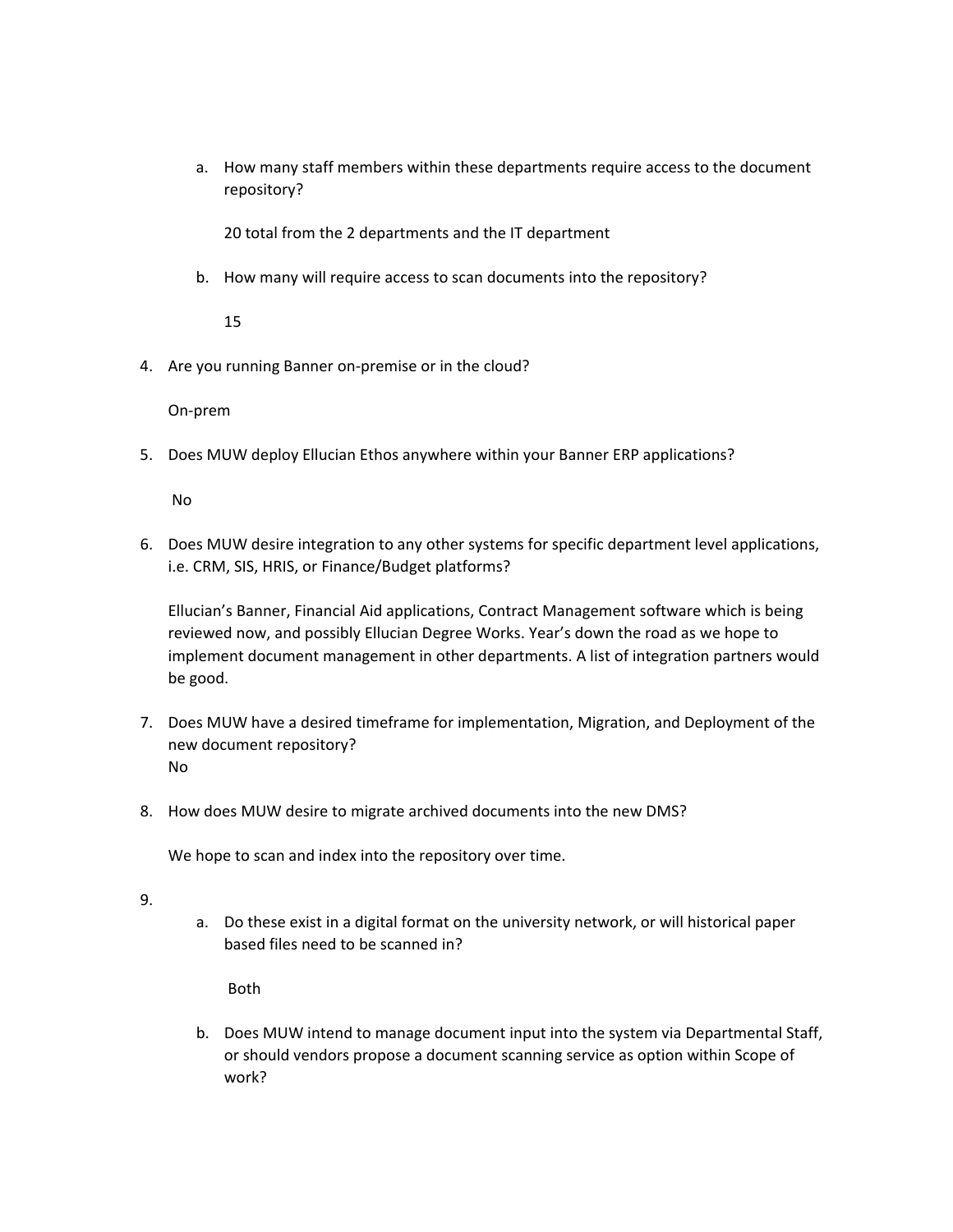a. How many staff members within these departments require access to the document repository?

      20 total from the 2 departments and the IT department

   b. How many will require access to scan documents into the repository?

      15

4. Are you running Banner on-premise or in the cloud?

   On-prem

5. Does MUW deploy Ellucian Ethos anywhere within your Banner ERP applications?

   No

6. Does MUW desire integration to any other systems for specific department level applications, i.e. CRM, SIS, HRIS, or Finance/Budget platforms?

   Ellucian's Banner, Financial Aid applications, Contract Management software which is being reviewed now, and possibly Ellucian Degree Works. Year's down the road as we hope to implement document management in other departments. A list of integration partners would be good.

7. Does MUW have a desired timeframe for implementation, Migration, and Deployment of the new document repository?
   No

8. How does MUW desire to migrate archived documents into the new DMS?

   We hope to scan and index into the repository over time.

9. 
   a. Do these exist in a digital format on the university network, or will historical paper based files need to be scanned in?

      Both

   b. Does MUW intend to manage document input into the system via Departmental Staff, or should vendors propose a document scanning service as option within Scope of work?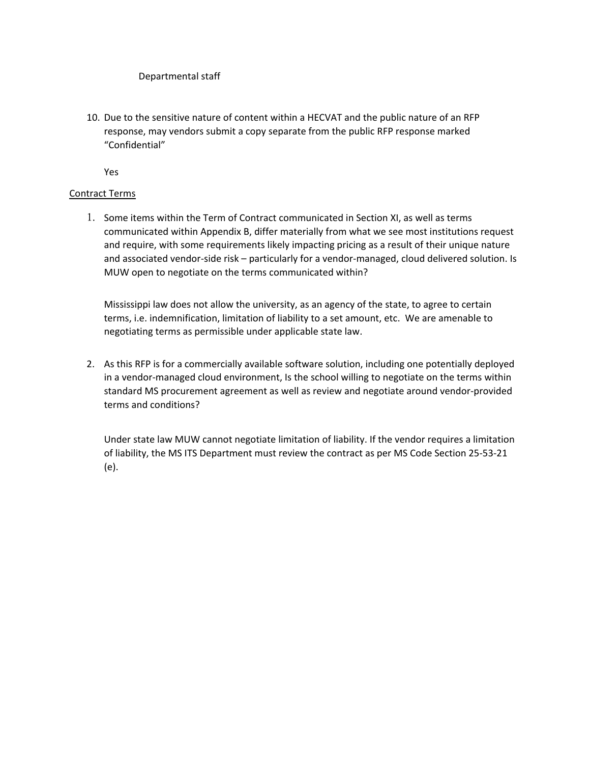Departmental staff

10. Due to the sensitive nature of content within a HECVAT and the public nature of an RFP response, may vendors submit a copy separate from the public RFP response marked "Confidential"

    Yes

<u>Contract Terms</u>

1. Some items within the Term of Contract communicated in Section XI, as well as terms communicated within Appendix B, differ materially from what we see most institutions request and require, with some requirements likely impacting pricing as a result of their unique nature and associated vendor-side risk – particularly for a vendor-managed, cloud delivered solution. Is MUW open to negotiate on the terms communicated within?

   Mississippi law does not allow the university, as an agency of the state, to agree to certain terms, i.e. indemnification, limitation of liability to a set amount, etc. We are amenable to negotiating terms as permissible under applicable state law.

2. As this RFP is for a commercially available software solution, including one potentially deployed in a vendor-managed cloud environment, Is the school willing to negotiate on the terms within standard MS procurement agreement as well as review and negotiate around vendor-provided terms and conditions?

   Under state law MUW cannot negotiate limitation of liability. If the vendor requires a limitation of liability, the MS ITS Department must review the contract as per MS Code Section 25-53-21 (e).